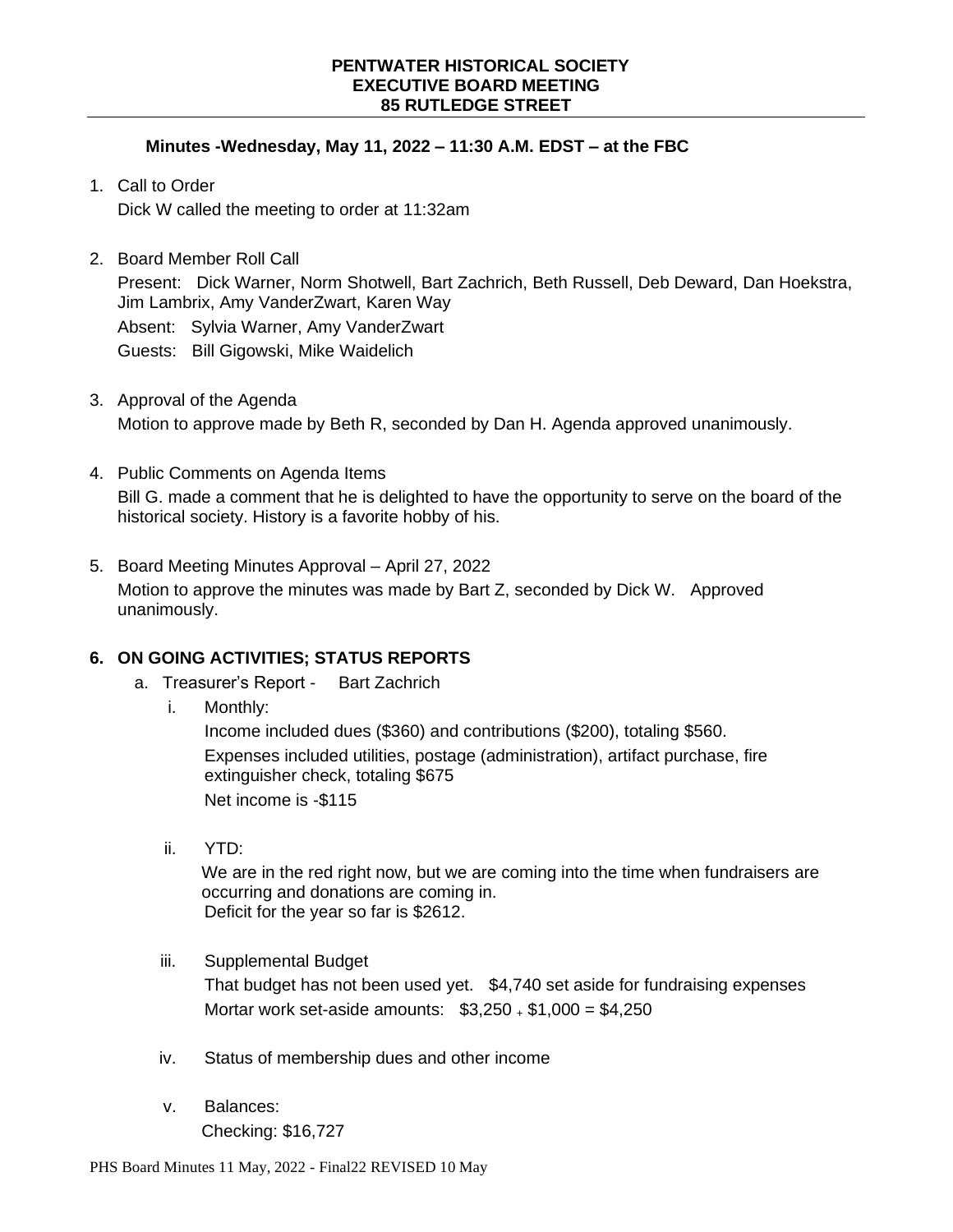**PENTWATER HISTORICAL SOCIETY**
**EXECUTIVE BOARD MEETING**
**85 RUTLEDGE STREET**

**Minutes -Wednesday, May 11, 2022 – 11:30 A.M. EDST – at the FBC**

1. Call to Order
   Dick W called the meeting to order at 11:32am

2. Board Member Roll Call
   Present: Dick Warner, Norm Shotwell, Bart Zachrich, Beth Russell, Deb Deward, Dan Hoekstra, Jim Lambrix, Amy VanderZwart, Karen Way
   Absent: Sylvia Warner, Amy VanderZwart
   Guests: Bill Gigowski, Mike Waidelich

3. Approval of the Agenda
   Motion to approve made by Beth R, seconded by Dan H. Agenda approved unanimously.

4. Public Comments on Agenda Items
   Bill G. made a comment that he is delighted to have the opportunity to serve on the board of the historical society. History is a favorite hobby of his.

5. Board Meeting Minutes Approval – April 27, 2022
   Motion to approve the minutes was made by Bart Z, seconded by Dick W. Approved unanimously.

**6. ON GOING ACTIVITIES; STATUS REPORTS**

a. Treasurer's Report - Bart Zachrich

i. Monthly:
   Income included dues ($360) and contributions ($200), totaling $560.
   Expenses included utilities, postage (administration), artifact purchase, fire extinguisher check, totaling $675
   Net income is -$115

ii. YTD:
   We are in the red right now, but we are coming into the time when fundraisers are occurring and donations are coming in.
   Deficit for the year so far is $2612.

iii. Supplemental Budget
   That budget has not been used yet. $4,740 set aside for fundraising expenses
   Mortar work set-aside amounts: $3,250 + $1,000 = $4,250

iv. Status of membership dues and other income

v. Balances:
   Checking: $16,727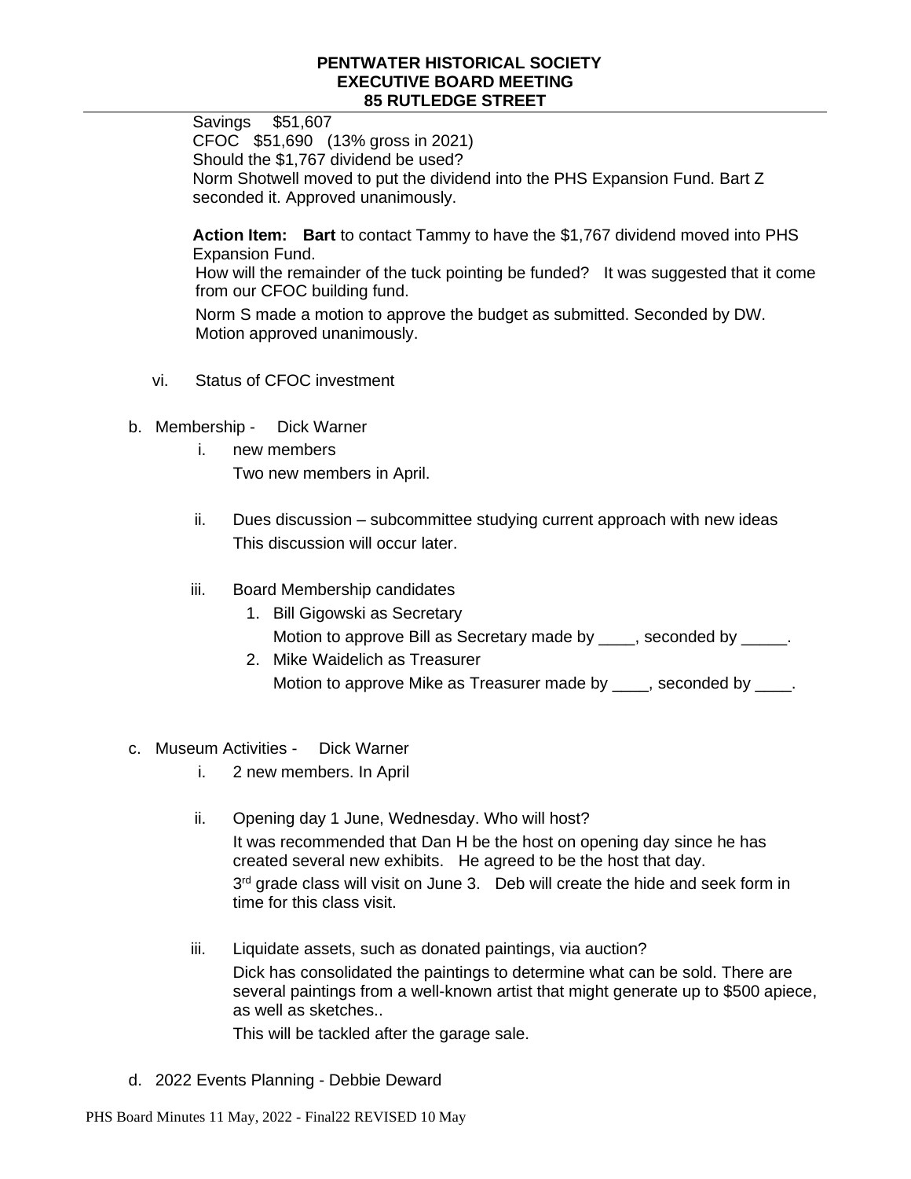Savings $51,607
CFOC $51,690 (13% gross in 2021)
Should the $1,767 dividend be used?
Norm Shotwell moved to put the dividend into the PHS Expansion Fund. Bart Z seconded it. Approved unanimously.

**Action Item: Bart** to contact Tammy to have the $1,767 dividend moved into PHS Expansion Fund.
How will the remainder of the tuck pointing be funded? It was suggested that it come from our CFOC building fund.

Norm S made a motion to approve the budget as submitted. Seconded by DW. Motion approved unanimously.

vi. Status of CFOC investment

b. Membership - Dick Warner

   i. new members
      Two new members in April.

   ii. Dues discussion – subcommittee studying current approach with new ideas
      This discussion will occur later.

   iii. Board Membership candidates
      1. Bill Gigowski as Secretary
         Motion to approve Bill as Secretary made by ____, seconded by _____.
      2. Mike Waidelich as Treasurer
         Motion to approve Mike as Treasurer made by ____, seconded by ____.

c. Museum Activities - Dick Warner

   i. 2 new members. In April

   ii. Opening day 1 June, Wednesday. Who will host?
      It was recommended that Dan H be the host on opening day since he has created several new exhibits. He agreed to be the host that day.
      3rd grade class will visit on June 3. Deb will create the hide and seek form in time for this class visit.

   iii. Liquidate assets, such as donated paintings, via auction?
      Dick has consolidated the paintings to determine what can be sold. There are several paintings from a well-known artist that might generate up to $500 apiece, as well as sketches..
      This will be tackled after the garage sale.

d. 2022 Events Planning - Debbie Deward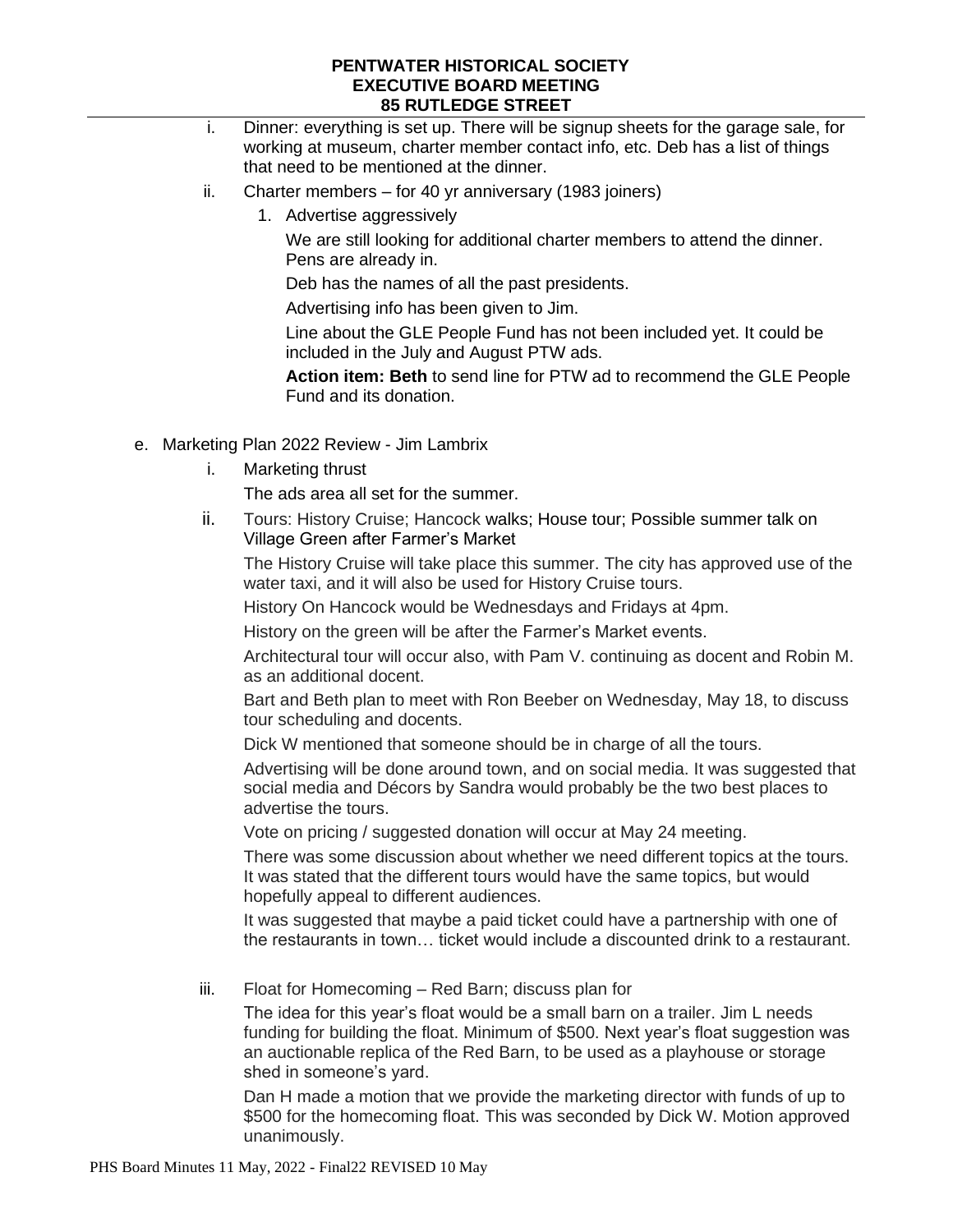i. Dinner: everything is set up. There will be signup sheets for the garage sale, for working at museum, charter member contact info, etc. Deb has a list of things that need to be mentioned at the dinner.

ii. Charter members – for 40 yr anniversary (1983 joiners)

1. Advertise aggressively

   We are still looking for additional charter members to attend the dinner. Pens are already in.

   Deb has the names of all the past presidents.

   Advertising info has been given to Jim.

   Line about the GLE People Fund has not been included yet. It could be included in the July and August PTW ads.

   **Action item: Beth** to send line for PTW ad to recommend the GLE People Fund and its donation.

e. Marketing Plan 2022 Review - Jim Lambrix

i. Marketing thrust

   The ads area all set for the summer.

ii. Tours: History Cruise; Hancock walks; House tour; Possible summer talk on Village Green after Farmer's Market

   The History Cruise will take place this summer. The city has approved use of the water taxi, and it will also be used for History Cruise tours.

   History On Hancock would be Wednesdays and Fridays at 4pm.

   History on the green will be after the Farmer's Market events.

   Architectural tour will occur also, with Pam V. continuing as docent and Robin M. as an additional docent.

   Bart and Beth plan to meet with Ron Beeber on Wednesday, May 18, to discuss tour scheduling and docents.

   Dick W mentioned that someone should be in charge of all the tours.

   Advertising will be done around town, and on social media. It was suggested that social media and Décors by Sandra would probably be the two best places to advertise the tours.

   Vote on pricing / suggested donation will occur at May 24 meeting.

   There was some discussion about whether we need different topics at the tours. It was stated that the different tours would have the same topics, but would hopefully appeal to different audiences.

   It was suggested that maybe a paid ticket could have a partnership with one of the restaurants in town… ticket would include a discounted drink to a restaurant.

iii. Float for Homecoming – Red Barn; discuss plan for

   The idea for this year's float would be a small barn on a trailer. Jim L needs funding for building the float. Minimum of $500. Next year's float suggestion was an auctionable replica of the Red Barn, to be used as a playhouse or storage shed in someone's yard.

   Dan H made a motion that we provide the marketing director with funds of up to $500 for the homecoming float. This was seconded by Dick W. Motion approved unanimously.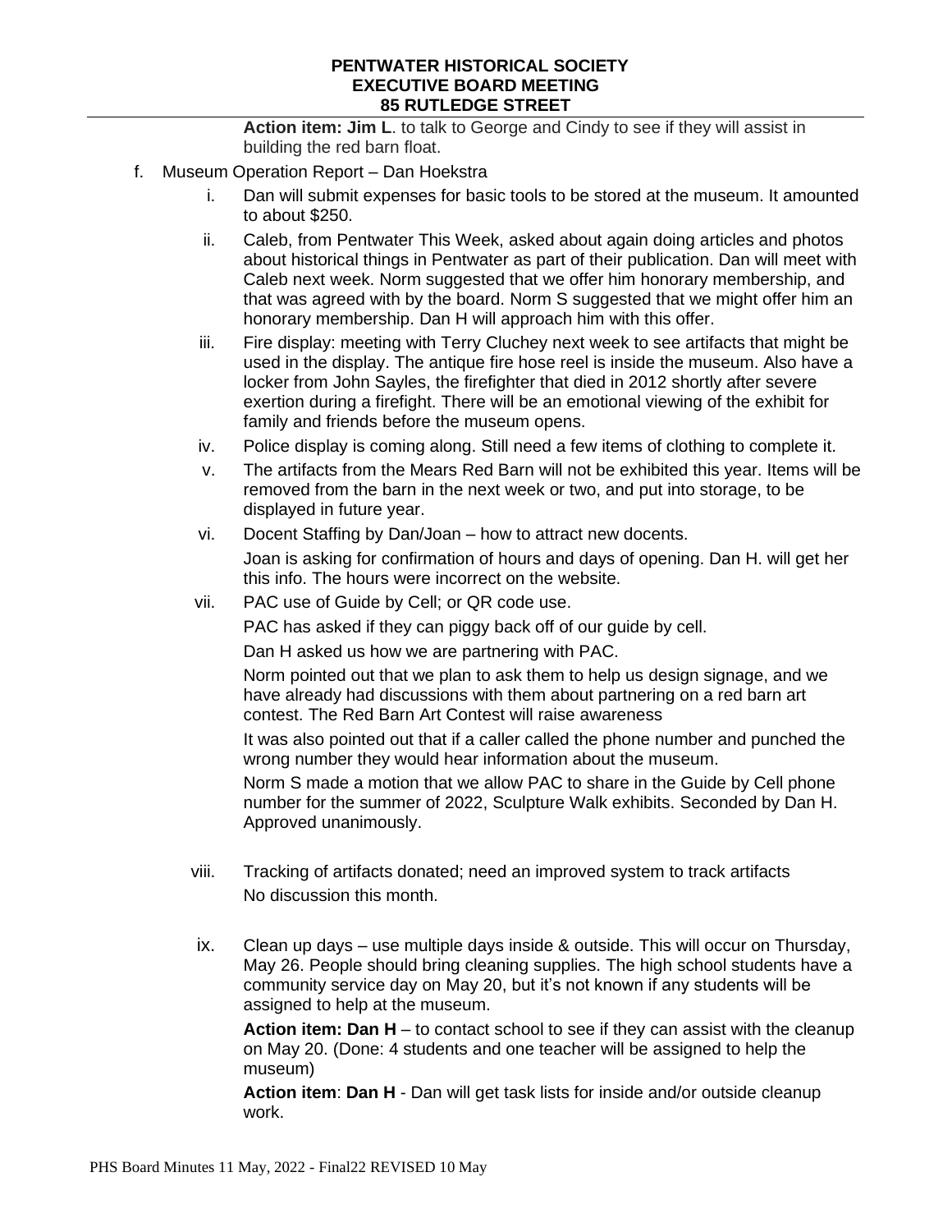**Action item: Jim L**. to talk to George and Cindy to see if they will assist in building the red barn float.

f. Museum Operation Report – Dan Hoekstra

i. Dan will submit expenses for basic tools to be stored at the museum. It amounted to about $250.

ii. Caleb, from Pentwater This Week, asked about again doing articles and photos about historical things in Pentwater as part of their publication. Dan will meet with Caleb next week. Norm suggested that we offer him honorary membership, and that was agreed with by the board. Norm S suggested that we might offer him an honorary membership. Dan H will approach him with this offer.

iii. Fire display: meeting with Terry Cluchey next week to see artifacts that might be used in the display. The antique fire hose reel is inside the museum. Also have a locker from John Sayles, the firefighter that died in 2012 shortly after severe exertion during a firefight. There will be an emotional viewing of the exhibit for family and friends before the museum opens.

iv. Police display is coming along. Still need a few items of clothing to complete it.

v. The artifacts from the Mears Red Barn will not be exhibited this year. Items will be removed from the barn in the next week or two, and put into storage, to be displayed in future year.

vi. Docent Staffing by Dan/Joan – how to attract new docents.

   Joan is asking for confirmation of hours and days of opening. Dan H. will get her this info. The hours were incorrect on the website.

vii. PAC use of Guide by Cell; or QR code use.

   PAC has asked if they can piggy back off of our guide by cell.

   Dan H asked us how we are partnering with PAC.

   Norm pointed out that we plan to ask them to help us design signage, and we have already had discussions with them about partnering on a red barn art contest. The Red Barn Art Contest will raise awareness

   It was also pointed out that if a caller called the phone number and punched the wrong number they would hear information about the museum.

   Norm S made a motion that we allow PAC to share in the Guide by Cell phone number for the summer of 2022, Sculpture Walk exhibits. Seconded by Dan H. Approved unanimously.

viii. Tracking of artifacts donated; need an improved system to track artifacts

   No discussion this month.

ix. Clean up days – use multiple days inside & outside. This will occur on Thursday, May 26. People should bring cleaning supplies. The high school students have a community service day on May 20, but it's not known if any students will be assigned to help at the museum.

   **Action item: Dan H** – to contact school to see if they can assist with the cleanup on May 20. (Done: 4 students and one teacher will be assigned to help the museum)

   **Action item**: **Dan H** - Dan will get task lists for inside and/or outside cleanup work.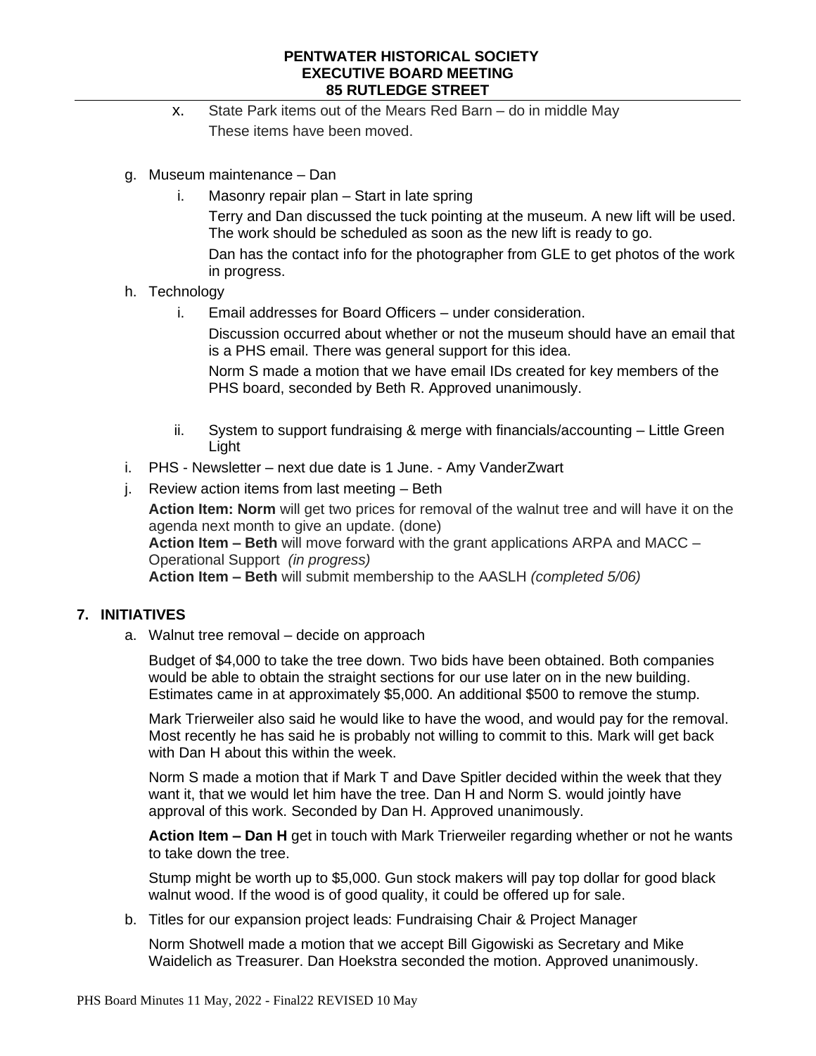x. State Park items out of the Mears Red Barn – do in middle May
These items have been moved.

g. Museum maintenance – Dan
   i. Masonry repair plan – Start in late spring
      Terry and Dan discussed the tuck pointing at the museum. A new lift will be used. The work should be scheduled as soon as the new lift is ready to go.
      Dan has the contact info for the photographer from GLE to get photos of the work in progress.
h. Technology
   i. Email addresses for Board Officers – under consideration.
      Discussion occurred about whether or not the museum should have an email that is a PHS email. There was general support for this idea.
      Norm S made a motion that we have email IDs created for key members of the PHS board, seconded by Beth R. Approved unanimously.

   ii. System to support fundraising & merge with financials/accounting – Little Green Light
i. PHS - Newsletter – next due date is 1 June. - Amy VanderZwart
j. Review action items from last meeting – Beth

   **Action Item: Norm** will get two prices for removal of the walnut tree and will have it on the agenda next month to give an update. (done)
   **Action Item – Beth** will move forward with the grant applications ARPA and MACC – Operational Support *(in progress)*
   **Action Item – Beth** will submit membership to the AASLH *(completed 5/06)*

## 7. INITIATIVES

a. Walnut tree removal – decide on approach

   Budget of $4,000 to take the tree down. Two bids have been obtained. Both companies would be able to obtain the straight sections for our use later on in the new building. Estimates came in at approximately $5,000. An additional $500 to remove the stump.

   Mark Trierweiler also said he would like to have the wood, and would pay for the removal. Most recently he has said he is probably not willing to commit to this. Mark will get back with Dan H about this within the week.

   Norm S made a motion that if Mark T and Dave Spitler decided within the week that they want it, that we would let him have the tree. Dan H and Norm S. would jointly have approval of this work. Seconded by Dan H. Approved unanimously.

   **Action Item – Dan H** get in touch with Mark Trierweiler regarding whether or not he wants to take down the tree.

   Stump might be worth up to $5,000. Gun stock makers will pay top dollar for good black walnut wood. If the wood is of good quality, it could be offered up for sale.

b. Titles for our expansion project leads: Fundraising Chair & Project Manager

   Norm Shotwell made a motion that we accept Bill Gigowiski as Secretary and Mike Waidelich as Treasurer. Dan Hoekstra seconded the motion. Approved unanimously.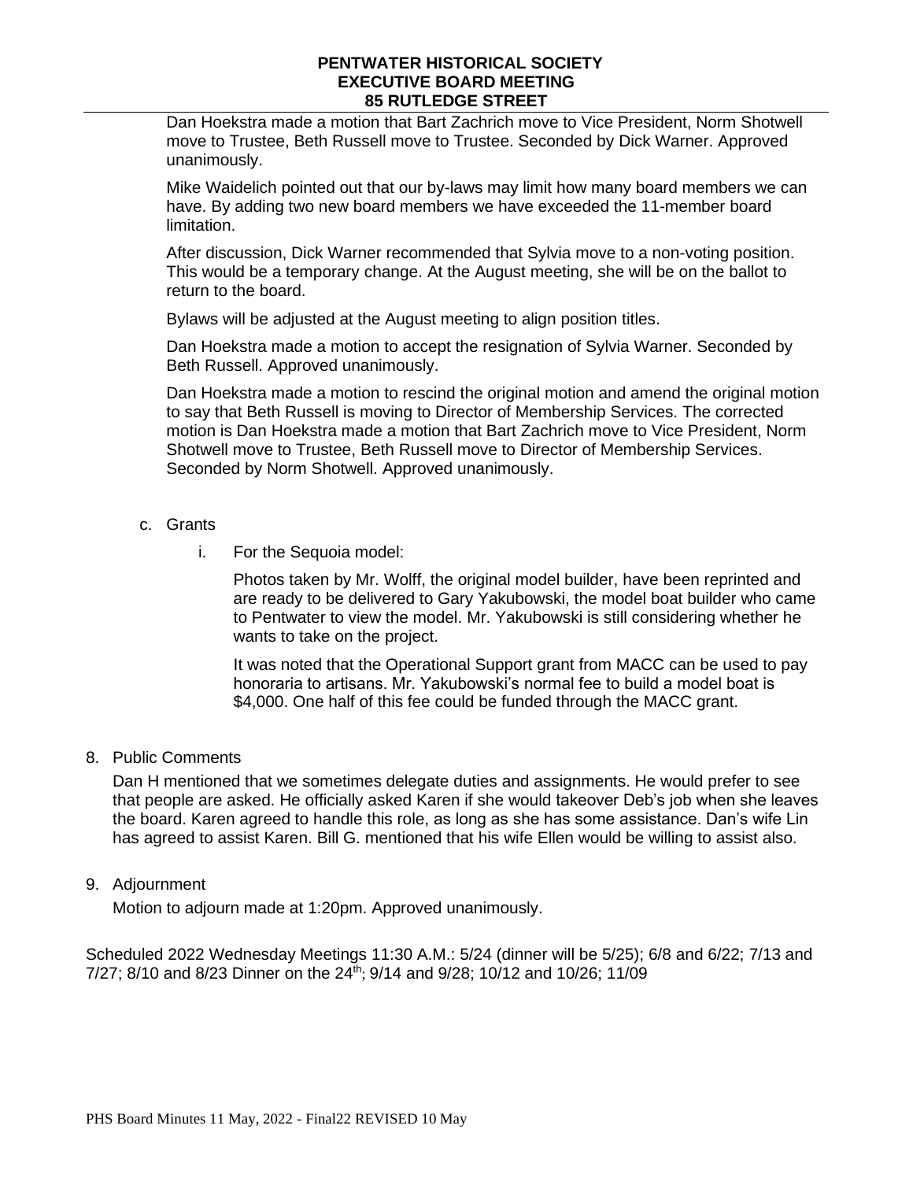Dan Hoekstra made a motion that Bart Zachrich move to Vice President, Norm Shotwell move to Trustee, Beth Russell move to Trustee. Seconded by Dick Warner. Approved unanimously.

Mike Waidelich pointed out that our by-laws may limit how many board members we can have. By adding two new board members we have exceeded the 11-member board limitation.

After discussion, Dick Warner recommended that Sylvia move to a non-voting position. This would be a temporary change. At the August meeting, she will be on the ballot to return to the board.

Bylaws will be adjusted at the August meeting to align position titles.

Dan Hoekstra made a motion to accept the resignation of Sylvia Warner. Seconded by Beth Russell. Approved unanimously.

Dan Hoekstra made a motion to rescind the original motion and amend the original motion to say that Beth Russell is moving to Director of Membership Services. The corrected motion is Dan Hoekstra made a motion that Bart Zachrich move to Vice President, Norm Shotwell move to Trustee, Beth Russell move to Director of Membership Services. Seconded by Norm Shotwell. Approved unanimously.

c. Grants

   i. For the Sequoia model:

      Photos taken by Mr. Wolff, the original model builder, have been reprinted and are ready to be delivered to Gary Yakubowski, the model boat builder who came to Pentwater to view the model. Mr. Yakubowski is still considering whether he wants to take on the project.

      It was noted that the Operational Support grant from MACC can be used to pay honoraria to artisans. Mr. Yakubowski's normal fee to build a model boat is $4,000. One half of this fee could be funded through the MACC grant.

8. Public Comments

   Dan H mentioned that we sometimes delegate duties and assignments. He would prefer to see that people are asked. He officially asked Karen if she would takeover Deb's job when she leaves the board. Karen agreed to handle this role, as long as she has some assistance. Dan's wife Lin has agreed to assist Karen. Bill G. mentioned that his wife Ellen would be willing to assist also.

9. Adjournment

   Motion to adjourn made at 1:20pm. Approved unanimously.

Scheduled 2022 Wednesday Meetings 11:30 A.M.: 5/24 (dinner will be 5/25); 6/8 and 6/22; 7/13 and 7/27; 8/10 and 8/23 Dinner on the 24th; 9/14 and 9/28; 10/12 and 10/26; 11/09